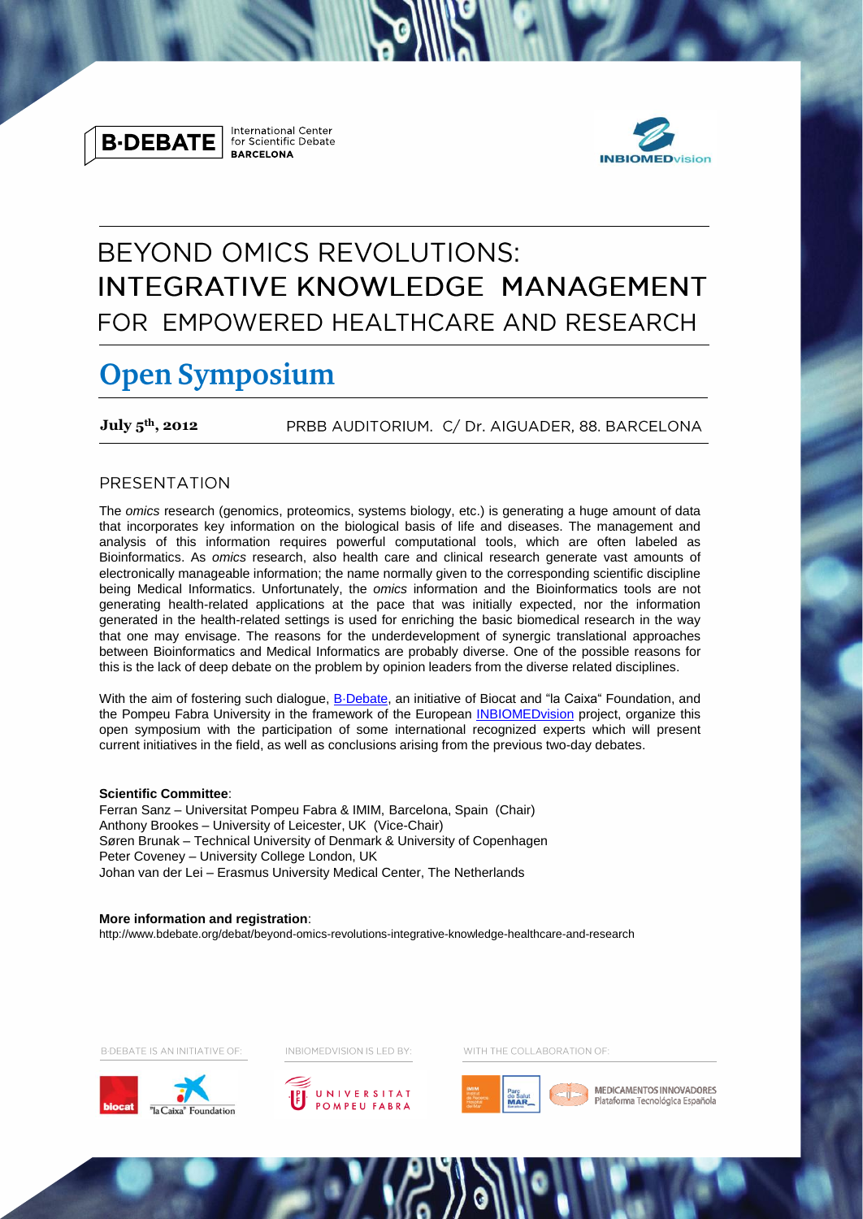**B·DEBATE** International Center for Scientific Debate **BARCELONA**

**INBIOMEDvision**

# BEYOND OMICS REVOLUTIONS: INTEGRATIVE KNOWLEDGE MANAGEMENT FOR EMPOWERED HEALTHCARE AND RESEARCH

## Open Symposium

**July 5th, 2012** PRBB AUDITORIUM. C/ Dr. AIGUADER, 88. BARCELONA

### PRESENTATION

The *omics* research (genomics, proteomics, systems biology, etc.) is generating a huge amount of data that incorporates key information on the biological basis of life and diseases. The management and analysis of this information requires powerful computational tools, which are often labeled as Bioinformatics. As *omics* research, also health care and clinical research generate vast amounts of electronically manageable information; the name normally given to the corresponding scientific discipline being Medical Informatics. Unfortunately, the *omics* information and the Bioinformatics tools are not generating health-related applications at the pace that was initially expected, nor the information generated in the health-related settings is used for enriching the basic biomedical research in the way that one may envisage. The reasons for the underdevelopment of synergic translational approaches between Bioinformatics and Medical Informatics are probably diverse. One of the possible reasons for this is the lack of deep debate on the problem by opinion leaders from the diverse related disciplines.

With the aim of fostering such dialogue, B·Debate, an initiative of Biocat and "la Caixa" Foundation, and the Pompeu Fabra University in the framework of the European INBIOMEDvision project, organize this open symposium with the participation of some international recognized experts which will present current initiatives in the field, as well as conclusions arising from the previous two-day debates.

**Scientific Committee**:
Ferran Sanz – Universitat Pompeu Fabra & IMIM, Barcelona, Spain (Chair)
Anthony Brookes – University of Leicester, UK (Vice-Chair)
Søren Brunak – Technical University of Denmark & University of Copenhagen
Peter Coveney – University College London, UK
Johan van der Lei – Erasmus University Medical Center, The Netherlands

**More information and registration**:
http://www.bdebate.org/debat/beyond-omics-revolutions-integrative-knowledge-healthcare-and-research

B·DEBATE IS AN INITIATIVE OF: biocat, "la Caixa" Foundation

INBIOMEDVISION IS LED BY: UNIVERSITAT POMPEU FABRA

WITH THE COLLABORATION OF: IMIM, Parc de Salut MAR, MEDICAMENTOS INNOVADORES Plataforma Tecnológica Española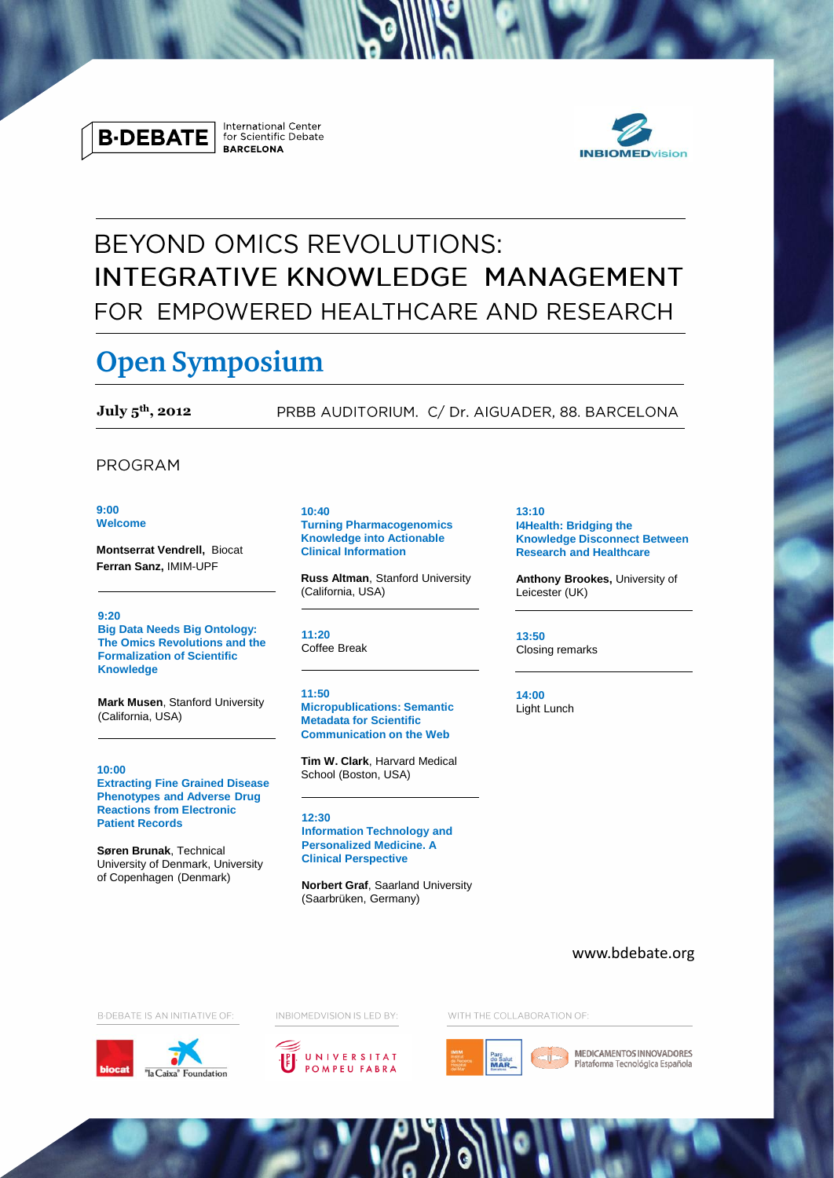B·DEBATE International Center for Scientific Debate BARCELONA

INBIOMEDvision

# BEYOND OMICS REVOLUTIONS: INTEGRATIVE KNOWLEDGE MANAGEMENT FOR EMPOWERED HEALTHCARE AND RESEARCH

## Open Symposium

**July 5th, 2012** PRBB AUDITORIUM. C/ Dr. AIGUADER, 88. BARCELONA

### PROGRAM

**9:00**
**Welcome**

**Montserrat Vendrell,** Biocat
**Ferran Sanz,** IMIM-UPF

**9:20**
**Big Data Needs Big Ontology: The Omics Revolutions and the Formalization of Scientific Knowledge**

**Mark Musen**, Stanford University (California, USA)

**10:00**
**Extracting Fine Grained Disease Phenotypes and Adverse Drug Reactions from Electronic Patient Records**

**Søren Brunak**, Technical University of Denmark, University of Copenhagen (Denmark)

**10:40**
**Turning Pharmacogenomics Knowledge into Actionable Clinical Information**

**Russ Altman**, Stanford University (California, USA)

**11:20**
Coffee Break

**11:50**
**Micropublications: Semantic Metadata for Scientific Communication on the Web**

**Tim W. Clark**, Harvard Medical School (Boston, USA)

**12:30**
**Information Technology and Personalized Medicine. A Clinical Perspective**

**Norbert Graf**, Saarland University (Saarbrüken, Germany)

**13:10**
**I4Health: Bridging the Knowledge Disconnect Between Research and Healthcare**

**Anthony Brookes,** University of Leicester (UK)

**13:50**
Closing remarks

**14:00**
Light Lunch

www.bdebate.org

B·DEBATE IS AN INITIATIVE OF: biocat, "la Caixa" Foundation

INBIOMEDVISION IS LED BY: UNIVERSITAT POMPEU FABRA

WITH THE COLLABORATION OF: IMIM, Parc de Salut MAR, MEDICAMENTOS INNOVADORES Plataforma Tecnológica Española